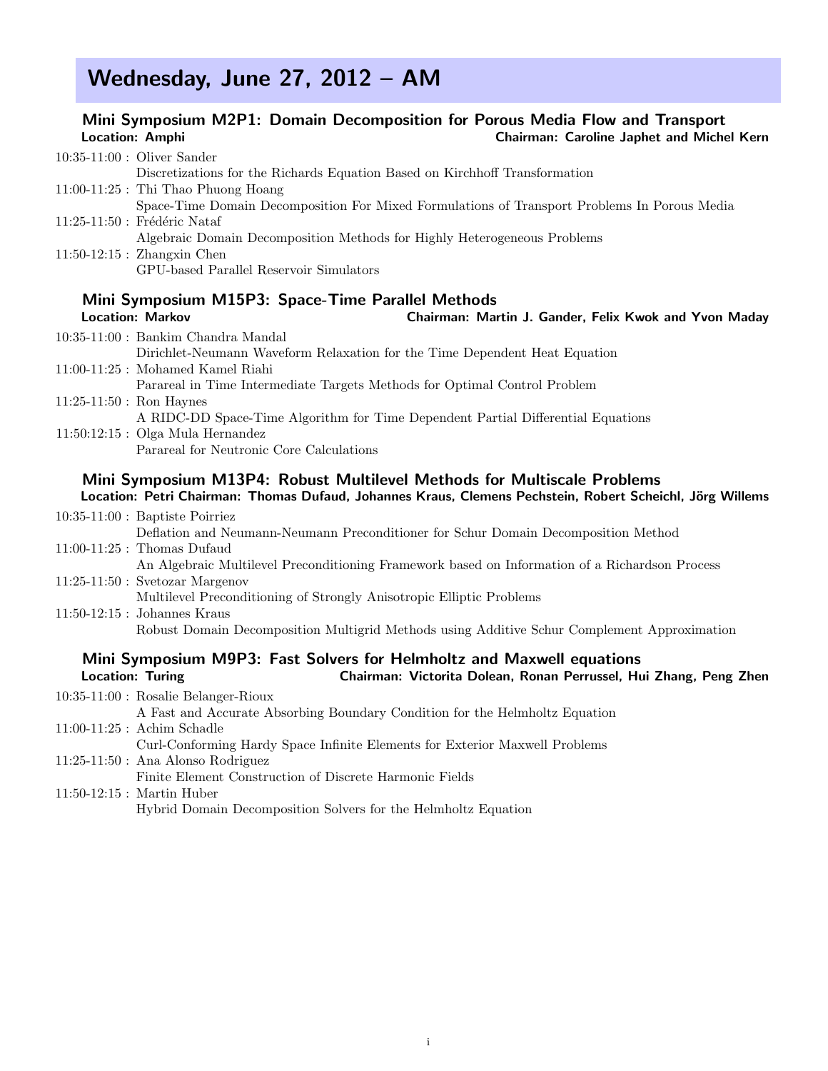# Wednesday, June 27, 2012 – AM

## Mini Symposium M2P1: Domain Decomposition for Porous Media Flow and Transport

**Location: Amphi** **Chairman: Caroline Japhet and Michel Kern**

10:35-11:00 : Oliver Sander
Discretizations for the Richards Equation Based on Kirchhoff Transformation

11:00-11:25 : Thi Thao Phuong Hoang
Space-Time Domain Decomposition For Mixed Formulations of Transport Problems In Porous Media

11:25-11:50 : Frédéric Nataf
Algebraic Domain Decomposition Methods for Highly Heterogeneous Problems

11:50-12:15 : Zhangxin Chen
GPU-based Parallel Reservoir Simulators

## Mini Symposium M15P3: Space-Time Parallel Methods

**Location: Markov** **Chairman: Martin J. Gander, Felix Kwok and Yvon Maday**

10:35-11:00 : Bankim Chandra Mandal
Dirichlet-Neumann Waveform Relaxation for the Time Dependent Heat Equation

11:00-11:25 : Mohamed Kamel Riahi
Parareal in Time Intermediate Targets Methods for Optimal Control Problem

11:25-11:50 : Ron Haynes
A RIDC-DD Space-Time Algorithm for Time Dependent Partial Differential Equations

11:50:12:15 : Olga Mula Hernandez
Parareal for Neutronic Core Calculations

## Mini Symposium M13P4: Robust Multilevel Methods for Multiscale Problems

**Location: Petri Chairman: Thomas Dufaud, Johannes Kraus, Clemens Pechstein, Robert Scheichl, Jörg Willems**

10:35-11:00 : Baptiste Poirriez
Deflation and Neumann-Neumann Preconditioner for Schur Domain Decomposition Method

11:00-11:25 : Thomas Dufaud
An Algebraic Multilevel Preconditioning Framework based on Information of a Richardson Process

11:25-11:50 : Svetozar Margenov
Multilevel Preconditioning of Strongly Anisotropic Elliptic Problems

11:50-12:15 : Johannes Kraus
Robust Domain Decomposition Multigrid Methods using Additive Schur Complement Approximation

## Mini Symposium M9P3: Fast Solvers for Helmholtz and Maxwell equations

**Location: Turing** **Chairman: Victorita Dolean, Ronan Perrussel, Hui Zhang, Peng Zhen**

10:35-11:00 : Rosalie Belanger-Rioux
A Fast and Accurate Absorbing Boundary Condition for the Helmholtz Equation

11:00-11:25 : Achim Schadle
Curl-Conforming Hardy Space Infinite Elements for Exterior Maxwell Problems

11:25-11:50 : Ana Alonso Rodriguez
Finite Element Construction of Discrete Harmonic Fields

11:50-12:15 : Martin Huber
Hybrid Domain Decomposition Solvers for the Helmholtz Equation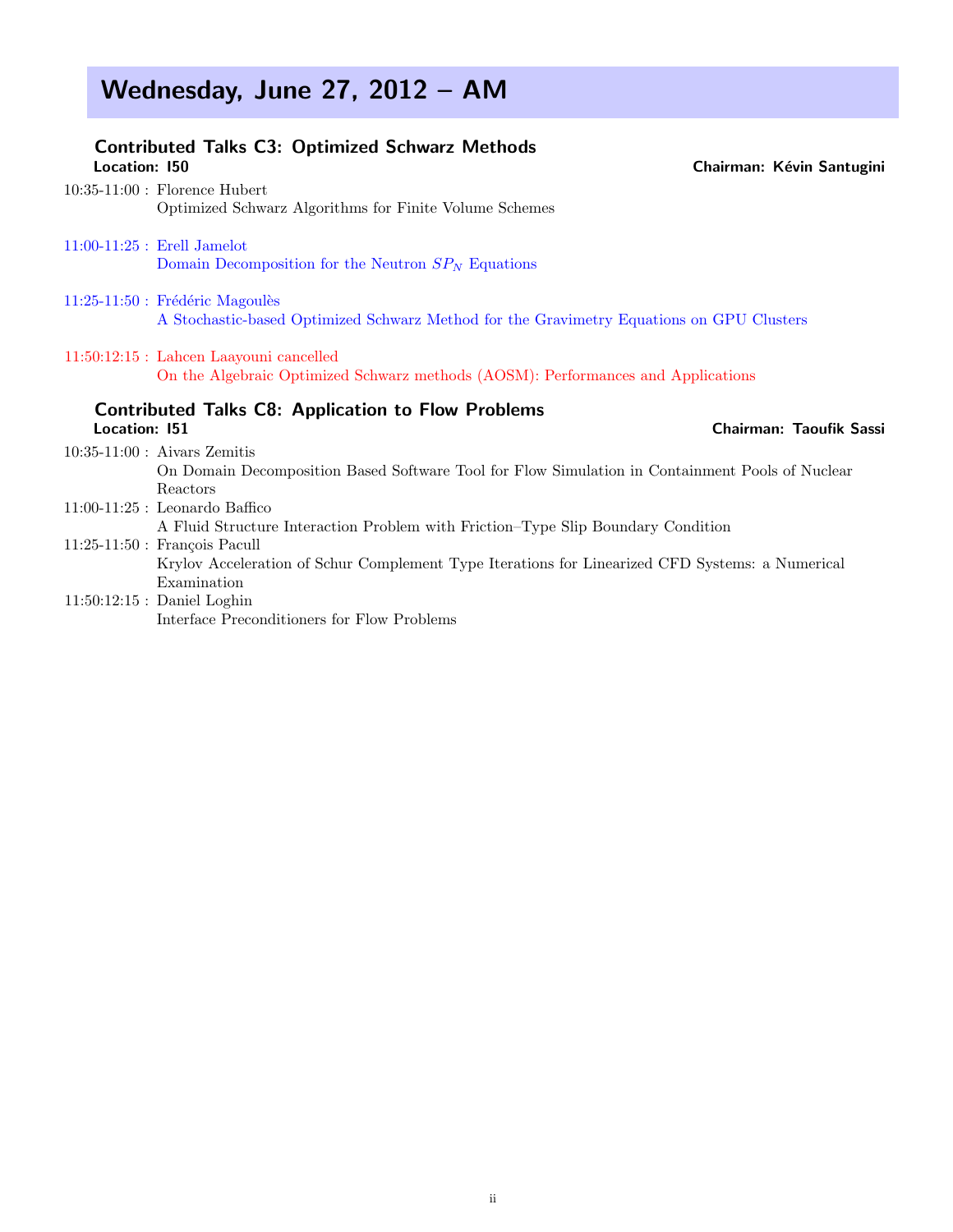# Wednesday, June 27, 2012 – AM

## Contributed Talks C3: Optimized Schwarz Methods

**Location: I50** **Chairman: Kévin Santugini**

10:35-11:00 : Florence Hubert
Optimized Schwarz Algorithms for Finite Volume Schemes

11:00-11:25 : Erell Jamelot
Domain Decomposition for the Neutron $SP_N$ Equations

11:25-11:50 : Frédéric Magoulès
A Stochastic-based Optimized Schwarz Method for the Gravimetry Equations on GPU Clusters

11:50:12:15 : Lahcen Laayouni cancelled
On the Algebraic Optimized Schwarz methods (AOSM): Performances and Applications

## Contributed Talks C8: Application to Flow Problems

**Location: I51** **Chairman: Taoufik Sassi**

10:35-11:00 : Aivars Zemitis
On Domain Decomposition Based Software Tool for Flow Simulation in Containment Pools of Nuclear Reactors

11:00-11:25 : Leonardo Baffico
A Fluid Structure Interaction Problem with Friction–Type Slip Boundary Condition

11:25-11:50 : François Pacull
Krylov Acceleration of Schur Complement Type Iterations for Linearized CFD Systems: a Numerical Examination

11:50:12:15 : Daniel Loghin
Interface Preconditioners for Flow Problems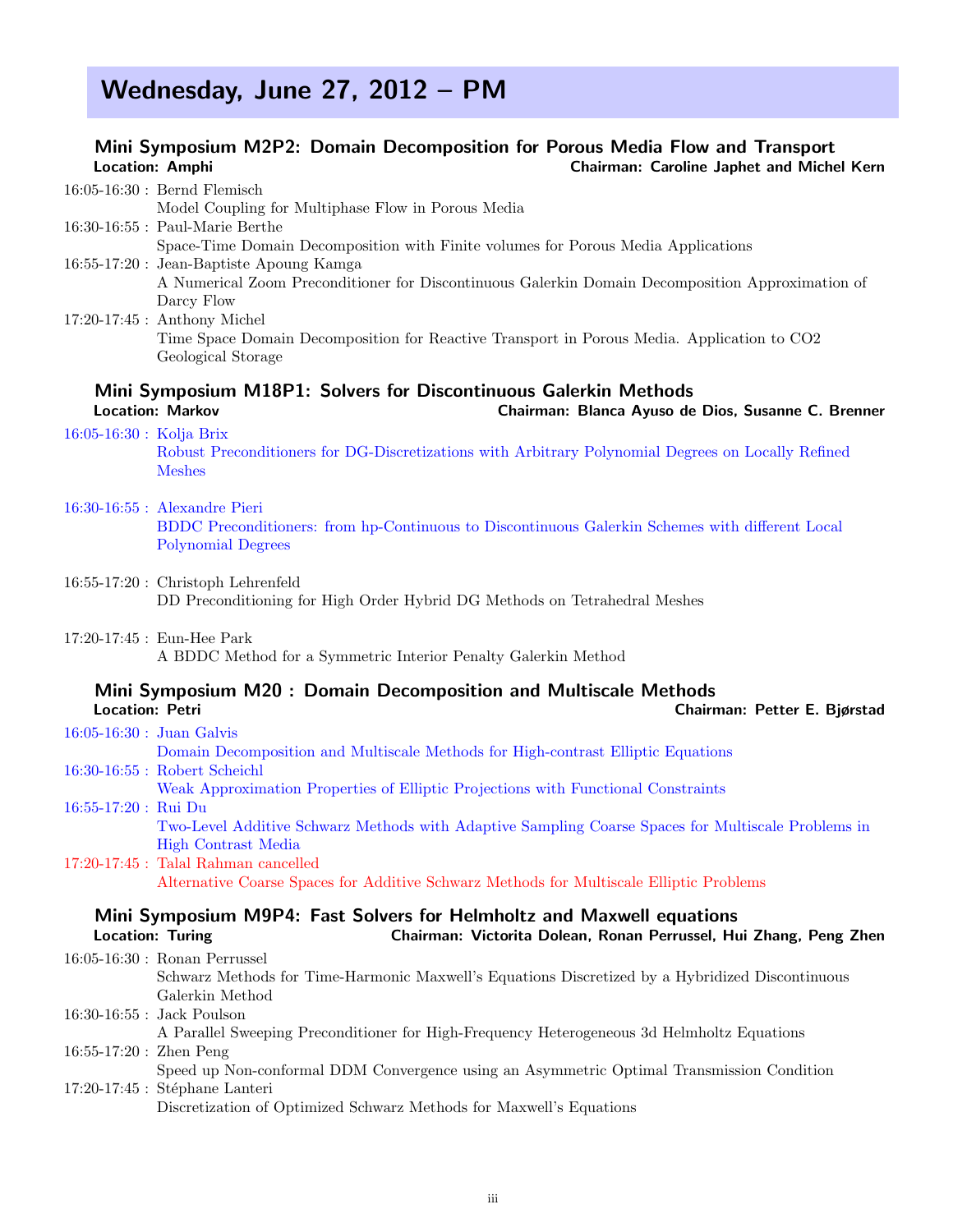# Wednesday, June 27, 2012 – PM

## Mini Symposium M2P2: Domain Decomposition for Porous Media Flow and Transport

**Location: Amphi** — **Chairman: Caroline Japhet and Michel Kern**

- 16:05-16:30 : Bernd Flemisch
  Model Coupling for Multiphase Flow in Porous Media
- 16:30-16:55 : Paul-Marie Berthe
  Space-Time Domain Decomposition with Finite volumes for Porous Media Applications
- 16:55-17:20 : Jean-Baptiste Apoung Kamga
  A Numerical Zoom Preconditioner for Discontinuous Galerkin Domain Decomposition Approximation of Darcy Flow
- 17:20-17:45 : Anthony Michel
  Time Space Domain Decomposition for Reactive Transport in Porous Media. Application to CO2 Geological Storage

## Mini Symposium M18P1: Solvers for Discontinuous Galerkin Methods

**Location: Markov** — **Chairman: Blanca Ayuso de Dios, Susanne C. Brenner**

- 16:05-16:30 : Kolja Brix
  Robust Preconditioners for DG-Discretizations with Arbitrary Polynomial Degrees on Locally Refined Meshes
- 16:30-16:55 : Alexandre Pieri
  BDDC Preconditioners: from hp-Continuous to Discontinuous Galerkin Schemes with different Local Polynomial Degrees
- 16:55-17:20 : Christoph Lehrenfeld
  DD Preconditioning for High Order Hybrid DG Methods on Tetrahedral Meshes
- 17:20-17:45 : Eun-Hee Park
  A BDDC Method for a Symmetric Interior Penalty Galerkin Method

## Mini Symposium M20 : Domain Decomposition and Multiscale Methods

**Location: Petri** — **Chairman: Petter E. Bjørstad**

- 16:05-16:30 : Juan Galvis
  Domain Decomposition and Multiscale Methods for High-contrast Elliptic Equations
- 16:30-16:55 : Robert Scheichl
  Weak Approximation Properties of Elliptic Projections with Functional Constraints
- 16:55-17:20 : Rui Du
  Two-Level Additive Schwarz Methods with Adaptive Sampling Coarse Spaces for Multiscale Problems in High Contrast Media
- 17:20-17:45 : Talal Rahman cancelled
  Alternative Coarse Spaces for Additive Schwarz Methods for Multiscale Elliptic Problems

## Mini Symposium M9P4: Fast Solvers for Helmholtz and Maxwell equations

**Location: Turing** — **Chairman: Victorita Dolean, Ronan Perrussel, Hui Zhang, Peng Zhen**

- 16:05-16:30 : Ronan Perrussel
  Schwarz Methods for Time-Harmonic Maxwell's Equations Discretized by a Hybridized Discontinuous Galerkin Method
- 16:30-16:55 : Jack Poulson
  A Parallel Sweeping Preconditioner for High-Frequency Heterogeneous 3d Helmholtz Equations
- 16:55-17:20 : Zhen Peng
  Speed up Non-conformal DDM Convergence using an Asymmetric Optimal Transmission Condition
- 17:20-17:45 : Stéphane Lanteri
  Discretization of Optimized Schwarz Methods for Maxwell's Equations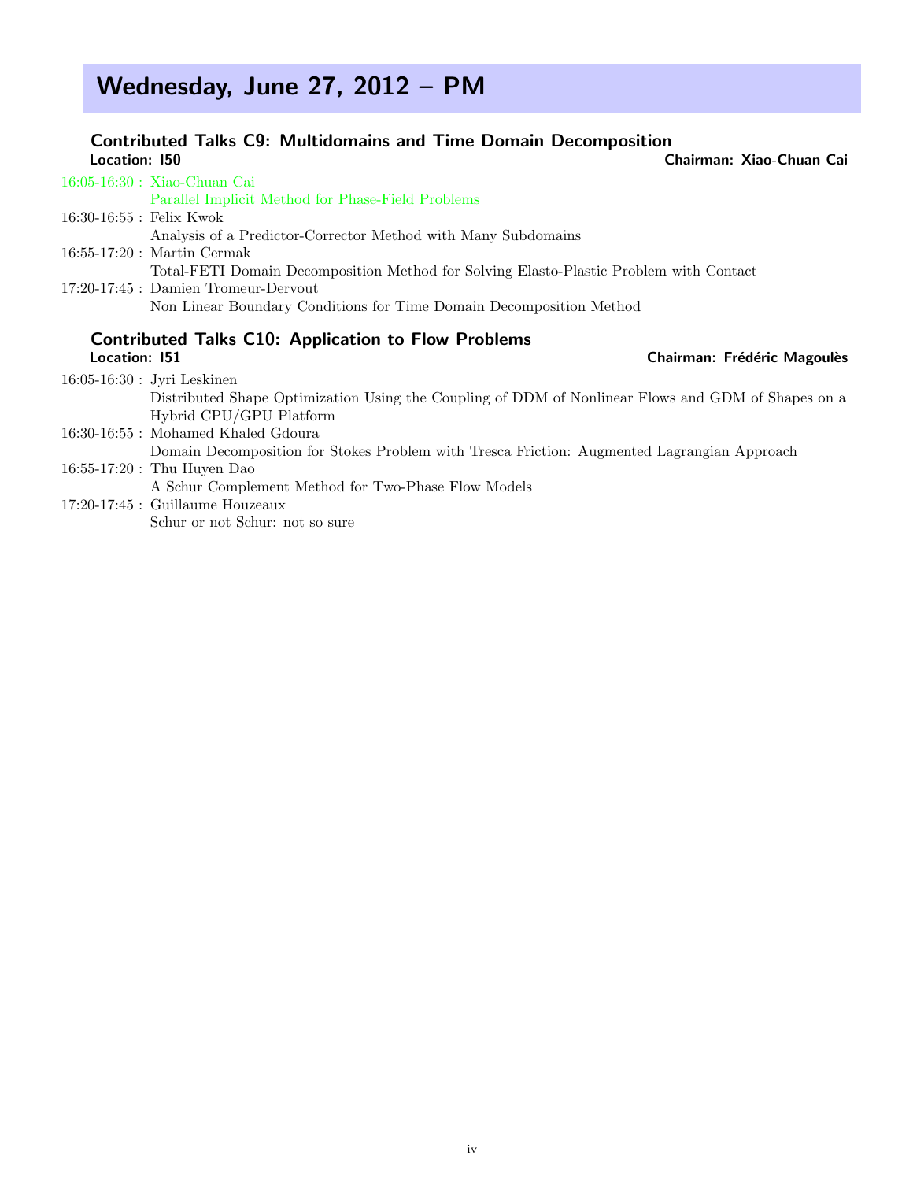# Wednesday, June 27, 2012 – PM

## Contributed Talks C9: Multidomains and Time Domain Decomposition

**Location: I50** — **Chairman: Xiao-Chuan Cai**

16:05-16:30 : Xiao-Chuan Cai
Parallel Implicit Method for Phase-Field Problems

16:30-16:55 : Felix Kwok
Analysis of a Predictor-Corrector Method with Many Subdomains

16:55-17:20 : Martin Cermak
Total-FETI Domain Decomposition Method for Solving Elasto-Plastic Problem with Contact

17:20-17:45 : Damien Tromeur-Dervout
Non Linear Boundary Conditions for Time Domain Decomposition Method

## Contributed Talks C10: Application to Flow Problems

**Location: I51** — **Chairman: Frédéric Magoulès**

16:05-16:30 : Jyri Leskinen
Distributed Shape Optimization Using the Coupling of DDM of Nonlinear Flows and GDM of Shapes on a Hybrid CPU/GPU Platform

16:30-16:55 : Mohamed Khaled Gdoura
Domain Decomposition for Stokes Problem with Tresca Friction: Augmented Lagrangian Approach

16:55-17:20 : Thu Huyen Dao
A Schur Complement Method for Two-Phase Flow Models

17:20-17:45 : Guillaume Houzeaux
Schur or not Schur: not so sure